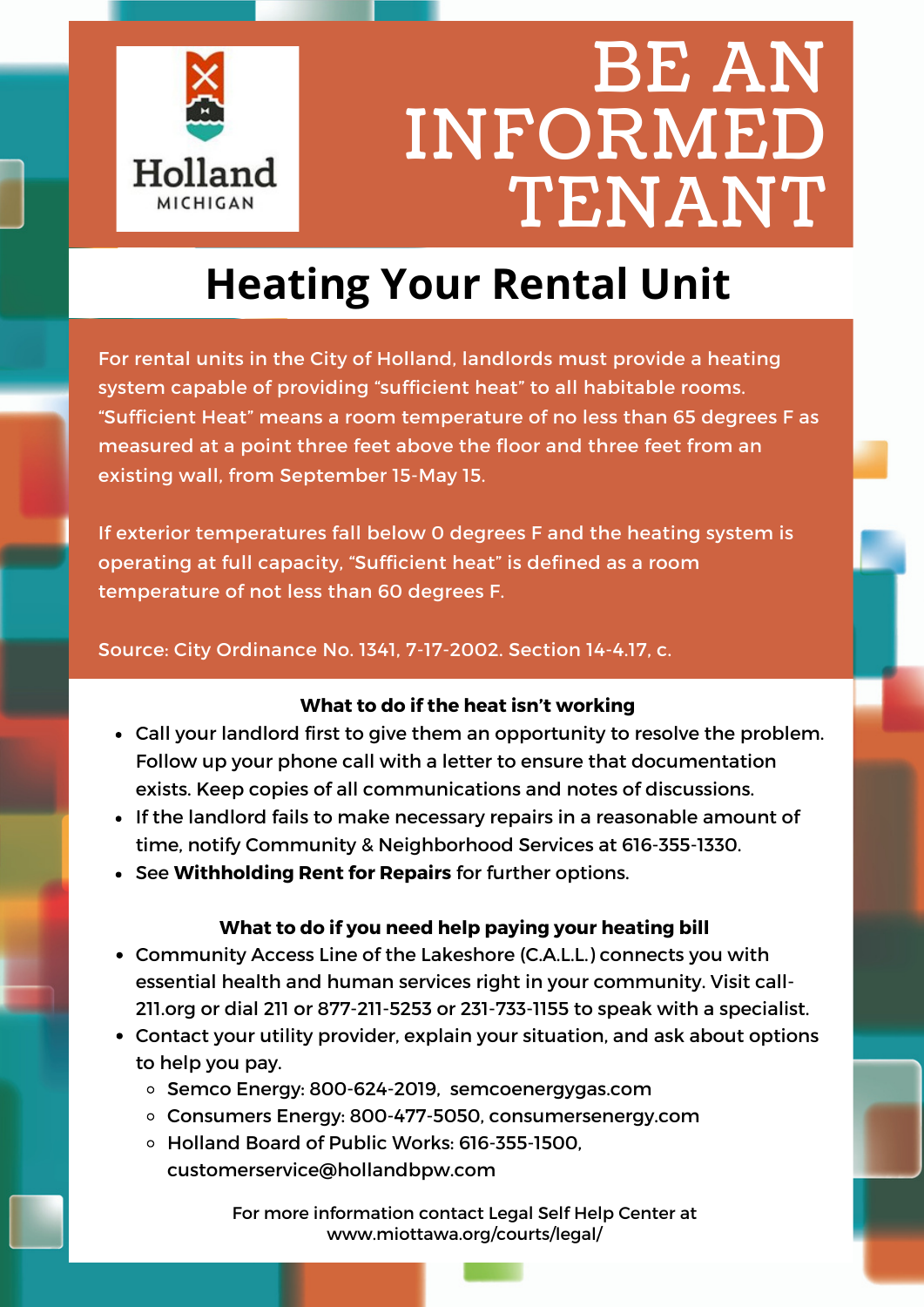Holland
MICHIGAN

# BE AN INFORMED TENANT

## Heating Your Rental Unit

For rental units in the City of Holland, landlords must provide a heating system capable of providing "sufficient heat" to all habitable rooms. "Sufficient Heat" means a room temperature of no less than 65 degrees F as measured at a point three feet above the floor and three feet from an existing wall, from September 15-May 15.

If exterior temperatures fall below 0 degrees F and the heating system is operating at full capacity, "Sufficient heat" is defined as a room temperature of not less than 60 degrees F.

Source: City Ordinance No. 1341, 7-17-2002. Section 14-4.17, c.

### What to do if the heat isn't working

- Call your landlord first to give them an opportunity to resolve the problem. Follow up your phone call with a letter to ensure that documentation exists. Keep copies of all communications and notes of discussions.
- If the landlord fails to make necessary repairs in a reasonable amount of time, notify Community & Neighborhood Services at 616-355-1330.
- See **Withholding Rent for Repairs** for further options.

### What to do if you need help paying your heating bill

- Community Access Line of the Lakeshore (C.A.L.L.) connects you with essential health and human services right in your community. Visit call-211.org or dial 211 or 877-211-5253 or 231-733-1155 to speak with a specialist.
- Contact your utility provider, explain your situation, and ask about options to help you pay.
  - Semco Energy: 800-624-2019, semcoenergygas.com
  - Consumers Energy: 800-477-5050, consumersenergy.com
  - Holland Board of Public Works: 616-355-1500, customerservice@hollandbpw.com

For more information contact Legal Self Help Center at www.miottawa.org/courts/legal/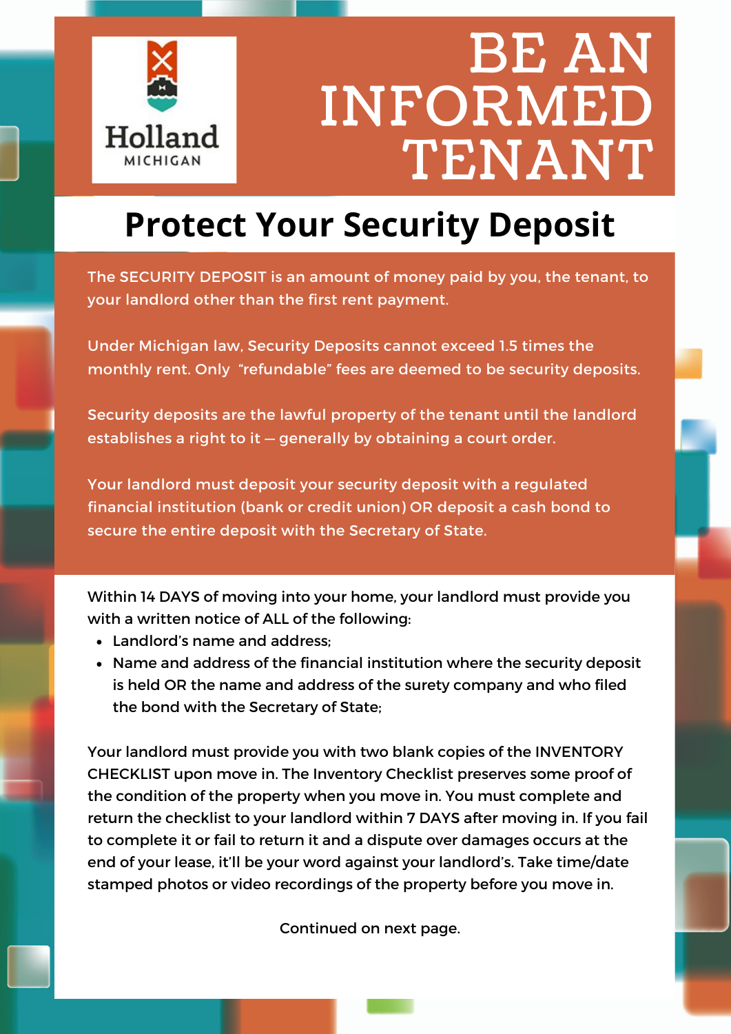Holland MICHIGAN

# BE AN INFORMED TENANT

## Protect Your Security Deposit

The SECURITY DEPOSIT is an amount of money paid by you, the tenant, to your landlord other than the first rent payment.

Under Michigan law, Security Deposits cannot exceed 1.5 times the monthly rent. Only "refundable" fees are deemed to be security deposits.

Security deposits are the lawful property of the tenant until the landlord establishes a right to it — generally by obtaining a court order.

Your landlord must deposit your security deposit with a regulated financial institution (bank or credit union) OR deposit a cash bond to secure the entire deposit with the Secretary of State.

Within 14 DAYS of moving into your home, your landlord must provide you with a written notice of ALL of the following:

- Landlord's name and address;
- Name and address of the financial institution where the security deposit is held OR the name and address of the surety company and who filed the bond with the Secretary of State;

Your landlord must provide you with two blank copies of the INVENTORY CHECKLIST upon move in. The Inventory Checklist preserves some proof of the condition of the property when you move in. You must complete and return the checklist to your landlord within 7 DAYS after moving in. If you fail to complete it or fail to return it and a dispute over damages occurs at the end of your lease, it'll be your word against your landlord's. Take time/date stamped photos or video recordings of the property before you move in.

Continued on next page.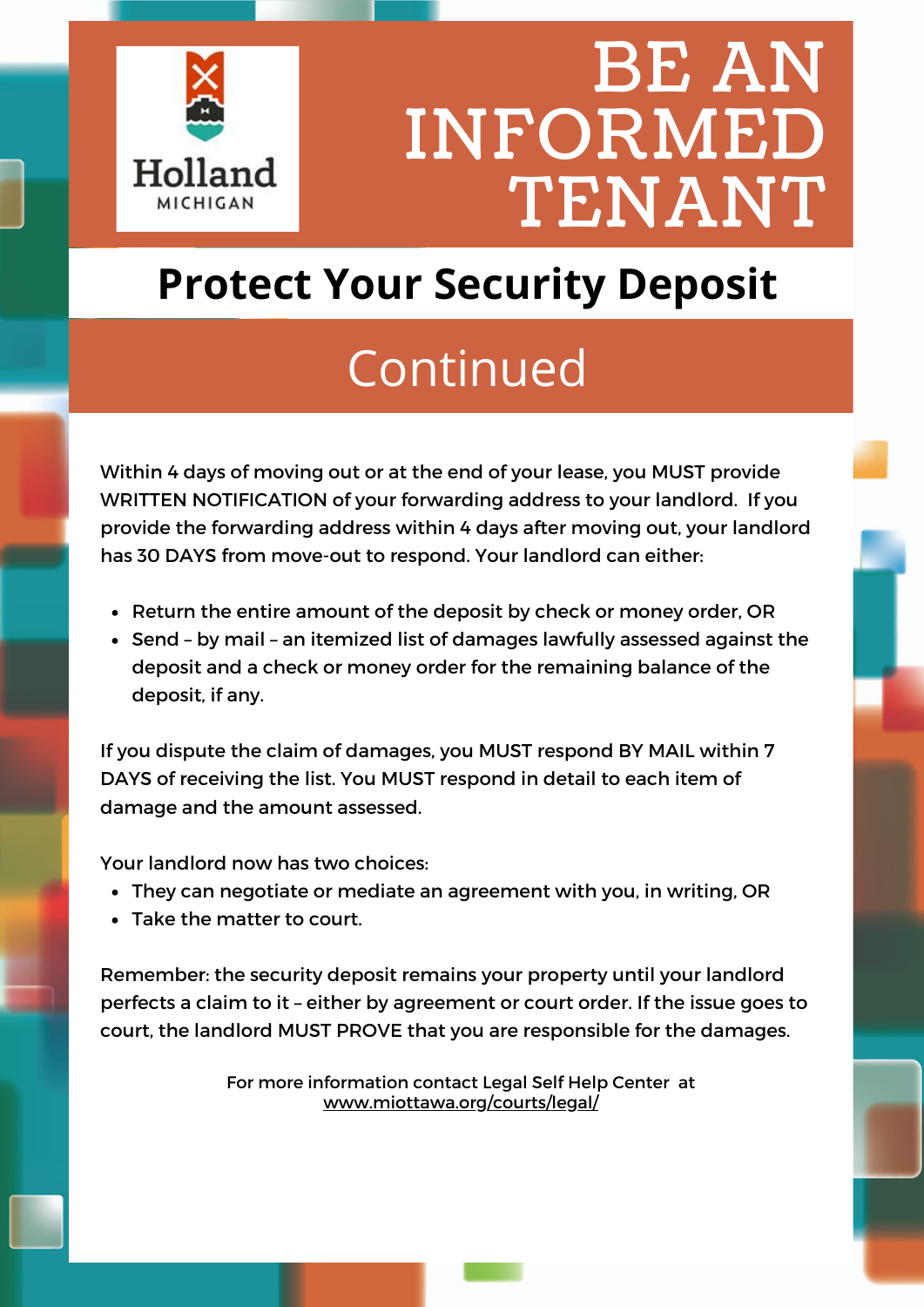Holland
MICHIGAN

# BE AN INFORMED TENANT

## Protect Your Security Deposit

## Continued

Within 4 days of moving out or at the end of your lease, you MUST provide WRITTEN NOTIFICATION of your forwarding address to your landlord. If you provide the forwarding address within 4 days after moving out, your landlord has 30 DAYS from move-out to respond. Your landlord can either:

- Return the entire amount of the deposit by check or money order, OR
- Send – by mail – an itemized list of damages lawfully assessed against the deposit and a check or money order for the remaining balance of the deposit, if any.

If you dispute the claim of damages, you MUST respond BY MAIL within 7 DAYS of receiving the list. You MUST respond in detail to each item of damage and the amount assessed.

Your landlord now has two choices:

- They can negotiate or mediate an agreement with you, in writing, OR
- Take the matter to court.

Remember: the security deposit remains your property until your landlord perfects a claim to it – either by agreement or court order. If the issue goes to court, the landlord MUST PROVE that you are responsible for the damages.

For more information contact Legal Self Help Center at
www.miottawa.org/courts/legal/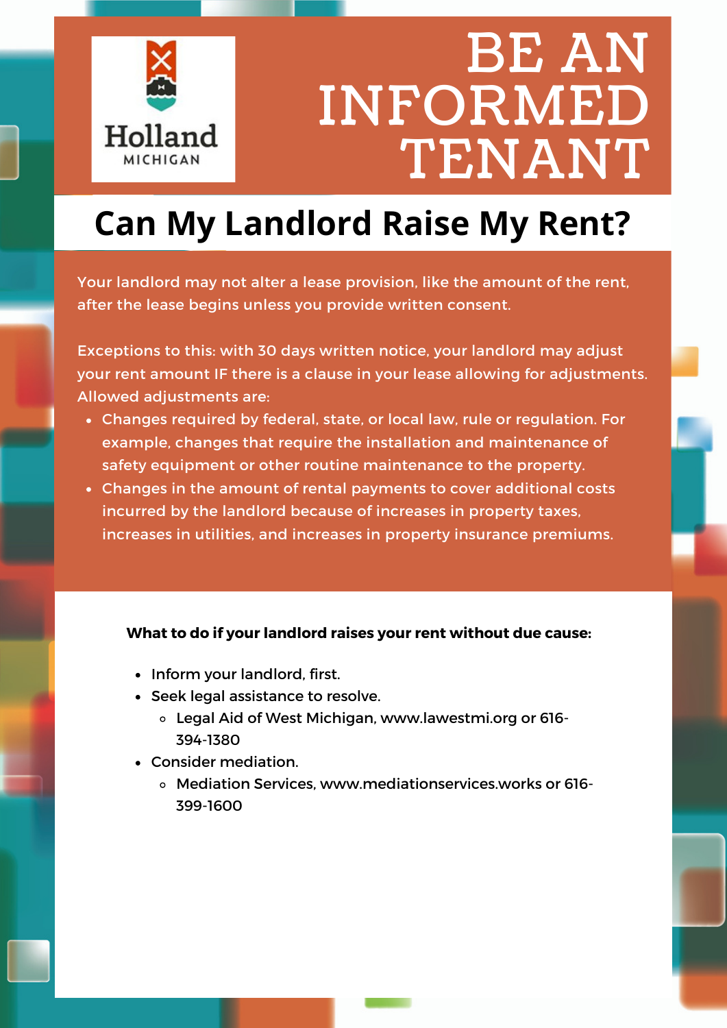Holland
MICHIGAN

# BE AN INFORMED TENANT

## Can My Landlord Raise My Rent?

Your landlord may not alter a lease provision, like the amount of the rent, after the lease begins unless you provide written consent.

Exceptions to this: with 30 days written notice, your landlord may adjust your rent amount IF there is a clause in your lease allowing for adjustments. Allowed adjustments are:

- Changes required by federal, state, or local law, rule or regulation. For example, changes that require the installation and maintenance of safety equipment or other routine maintenance to the property.
- Changes in the amount of rental payments to cover additional costs incurred by the landlord because of increases in property taxes, increases in utilities, and increases in property insurance premiums.

**What to do if your landlord raises your rent without due cause:**

- Inform your landlord, first.
- Seek legal assistance to resolve.
  - Legal Aid of West Michigan, www.lawestmi.org or 616-394-1380
- Consider mediation.
  - Mediation Services, www.mediationservices.works or 616-399-1600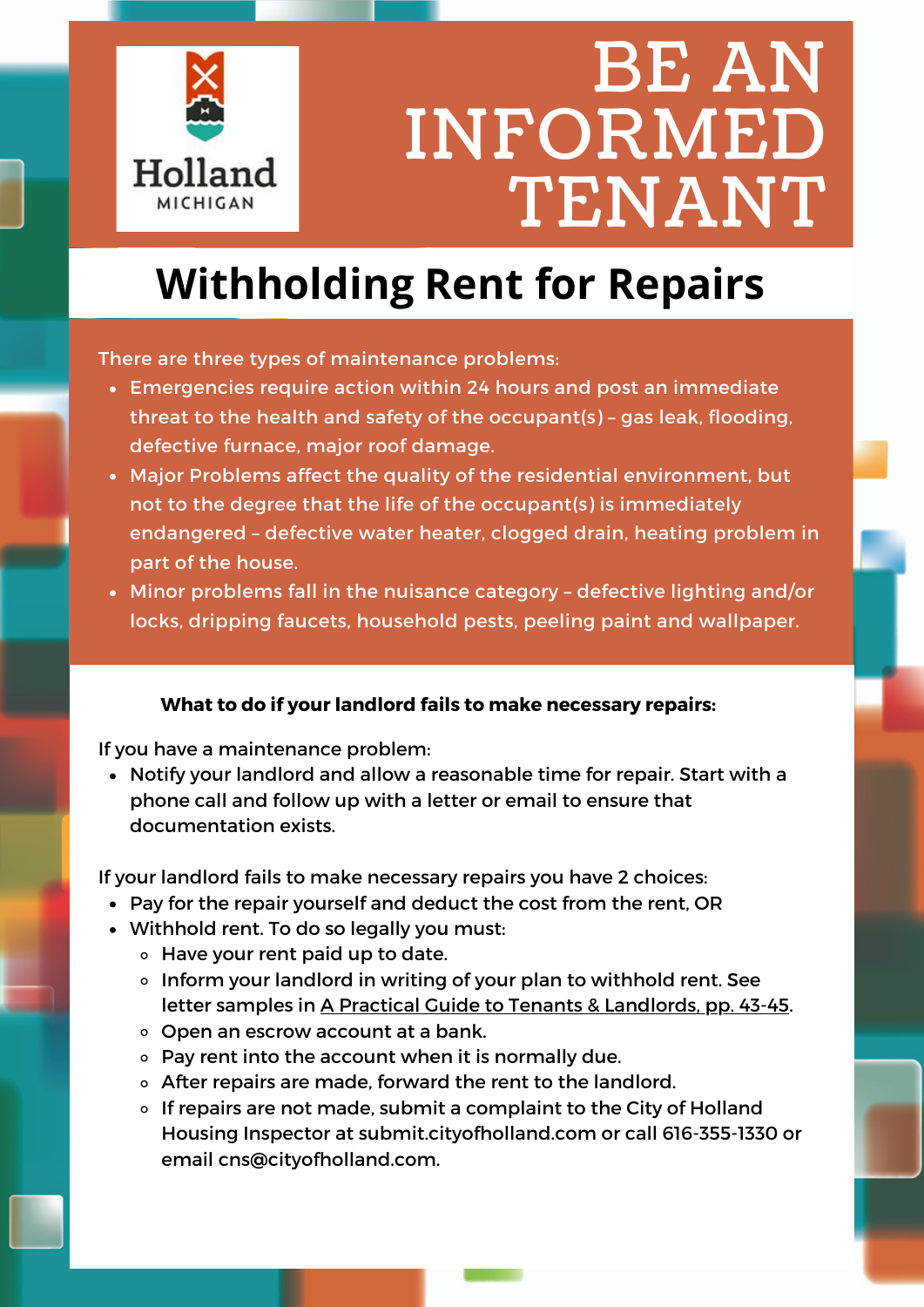Holland
MICHIGAN

# BE AN INFORMED TENANT

## Withholding Rent for Repairs

There are three types of maintenance problems:

- Emergencies require action within 24 hours and post an immediate threat to the health and safety of the occupant(s) – gas leak, flooding, defective furnace, major roof damage.
- Major Problems affect the quality of the residential environment, but not to the degree that the life of the occupant(s) is immediately endangered – defective water heater, clogged drain, heating problem in part of the house.
- Minor problems fall in the nuisance category – defective lighting and/or locks, dripping faucets, household pests, peeling paint and wallpaper.

**What to do if your landlord fails to make necessary repairs:**

If you have a maintenance problem:

- Notify your landlord and allow a reasonable time for repair. Start with a phone call and follow up with a letter or email to ensure that documentation exists.

If your landlord fails to make necessary repairs you have 2 choices:

- Pay for the repair yourself and deduct the cost from the rent, OR
- Withhold rent. To do so legally you must:
  - Have your rent paid up to date.
  - Inform your landlord in writing of your plan to withhold rent. See letter samples in A Practical Guide to Tenants & Landlords, pp. 43-45.
  - Open an escrow account at a bank.
  - Pay rent into the account when it is normally due.
  - After repairs are made, forward the rent to the landlord.
  - If repairs are not made, submit a complaint to the City of Holland Housing Inspector at submit.cityofholland.com or call 616-355-1330 or email cns@cityofholland.com.